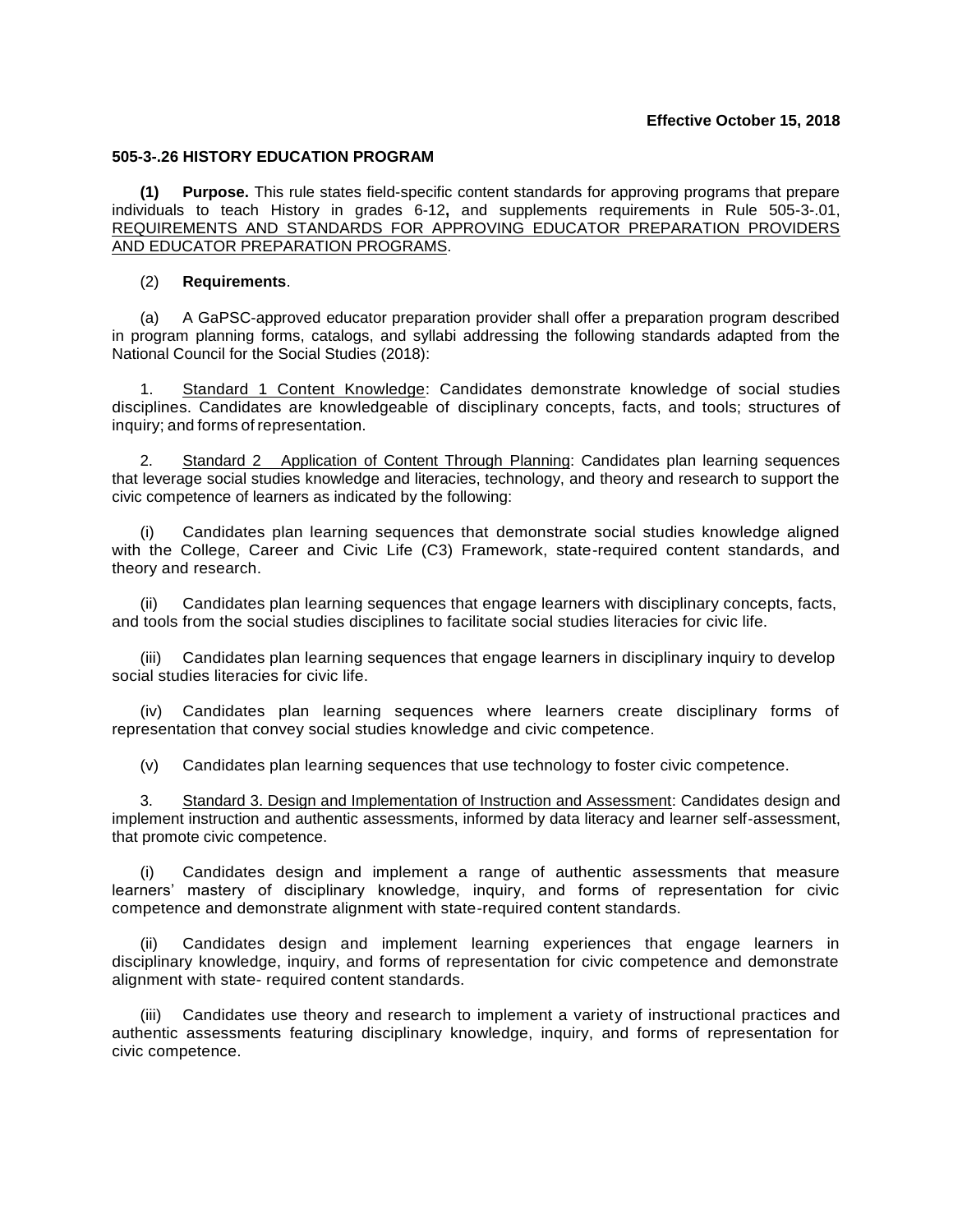**Effective October 15, 2018**

**505-3-.26 HISTORY EDUCATION PROGRAM**

**(1) Purpose.** This rule states field-specific content standards for approving programs that prepare individuals to teach History in grades 6-12**,** and supplements requirements in Rule 505-3-.01, REQUIREMENTS AND STANDARDS FOR APPROVING EDUCATOR PREPARATION PROVIDERS AND EDUCATOR PREPARATION PROGRAMS.

(2) **Requirements**.

(a) A GaPSC-approved educator preparation provider shall offer a preparation program described in program planning forms, catalogs, and syllabi addressing the following standards adapted from the National Council for the Social Studies (2018):

1. Standard 1 Content Knowledge: Candidates demonstrate knowledge of social studies disciplines. Candidates are knowledgeable of disciplinary concepts, facts, and tools; structures of inquiry; and forms of representation.

2. Standard 2 Application of Content Through Planning: Candidates plan learning sequences that leverage social studies knowledge and literacies, technology, and theory and research to support the civic competence of learners as indicated by the following:

(i) Candidates plan learning sequences that demonstrate social studies knowledge aligned with the College, Career and Civic Life (C3) Framework, state-required content standards, and theory and research.

(ii) Candidates plan learning sequences that engage learners with disciplinary concepts, facts, and tools from the social studies disciplines to facilitate social studies literacies for civic life.

(iii) Candidates plan learning sequences that engage learners in disciplinary inquiry to develop social studies literacies for civic life.

(iv) Candidates plan learning sequences where learners create disciplinary forms of representation that convey social studies knowledge and civic competence.

(v) Candidates plan learning sequences that use technology to foster civic competence.

3. Standard 3. Design and Implementation of Instruction and Assessment: Candidates design and implement instruction and authentic assessments, informed by data literacy and learner self-assessment, that promote civic competence.

(i) Candidates design and implement a range of authentic assessments that measure learners' mastery of disciplinary knowledge, inquiry, and forms of representation for civic competence and demonstrate alignment with state-required content standards.

(ii) Candidates design and implement learning experiences that engage learners in disciplinary knowledge, inquiry, and forms of representation for civic competence and demonstrate alignment with state- required content standards.

(iii) Candidates use theory and research to implement a variety of instructional practices and authentic assessments featuring disciplinary knowledge, inquiry, and forms of representation for civic competence.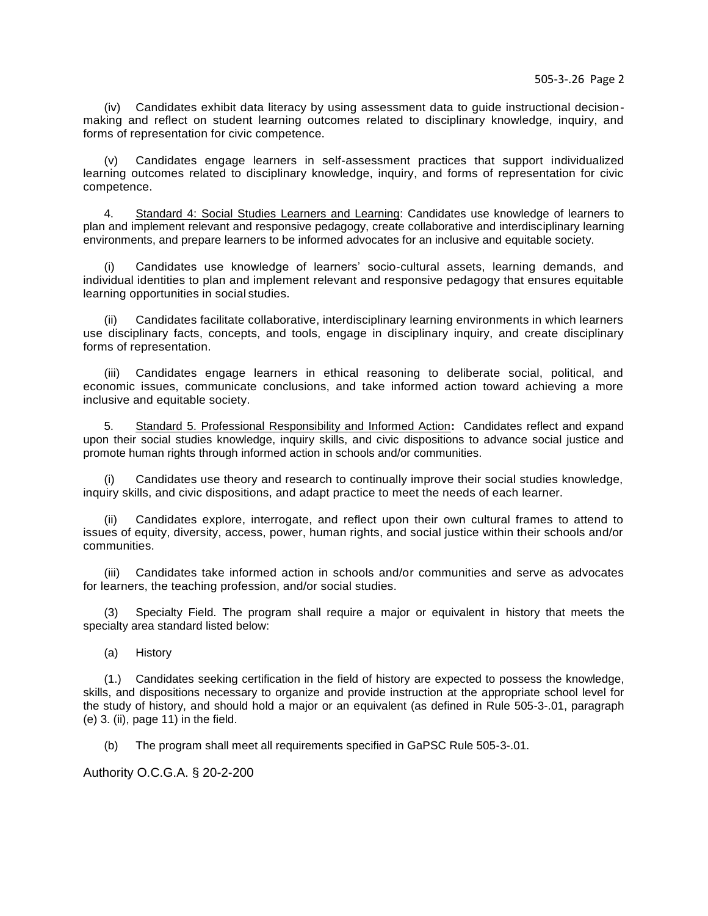(iv) Candidates exhibit data literacy by using assessment data to guide instructional decision-making and reflect on student learning outcomes related to disciplinary knowledge, inquiry, and forms of representation for civic competence.

(v) Candidates engage learners in self-assessment practices that support individualized learning outcomes related to disciplinary knowledge, inquiry, and forms of representation for civic competence.

4. Standard 4: Social Studies Learners and Learning: Candidates use knowledge of learners to plan and implement relevant and responsive pedagogy, create collaborative and interdisciplinary learning environments, and prepare learners to be informed advocates for an inclusive and equitable society.

(i) Candidates use knowledge of learners' socio-cultural assets, learning demands, and individual identities to plan and implement relevant and responsive pedagogy that ensures equitable learning opportunities in social studies.

(ii) Candidates facilitate collaborative, interdisciplinary learning environments in which learners use disciplinary facts, concepts, and tools, engage in disciplinary inquiry, and create disciplinary forms of representation.

(iii) Candidates engage learners in ethical reasoning to deliberate social, political, and economic issues, communicate conclusions, and take informed action toward achieving a more inclusive and equitable society.

5. Standard 5. Professional Responsibility and Informed Action**:** Candidates reflect and expand upon their social studies knowledge, inquiry skills, and civic dispositions to advance social justice and promote human rights through informed action in schools and/or communities.

(i) Candidates use theory and research to continually improve their social studies knowledge, inquiry skills, and civic dispositions, and adapt practice to meet the needs of each learner.

(ii) Candidates explore, interrogate, and reflect upon their own cultural frames to attend to issues of equity, diversity, access, power, human rights, and social justice within their schools and/or communities.

(iii) Candidates take informed action in schools and/or communities and serve as advocates for learners, the teaching profession, and/or social studies.

(3) Specialty Field. The program shall require a major or equivalent in history that meets the specialty area standard listed below:

(a) History

(1.) Candidates seeking certification in the field of history are expected to possess the knowledge, skills, and dispositions necessary to organize and provide instruction at the appropriate school level for the study of history, and should hold a major or an equivalent (as defined in Rule 505-3-.01, paragraph (e) 3. (ii), page 11) in the field.

(b) The program shall meet all requirements specified in GaPSC Rule 505-3-.01.

Authority O.C.G.A. § 20-2-200